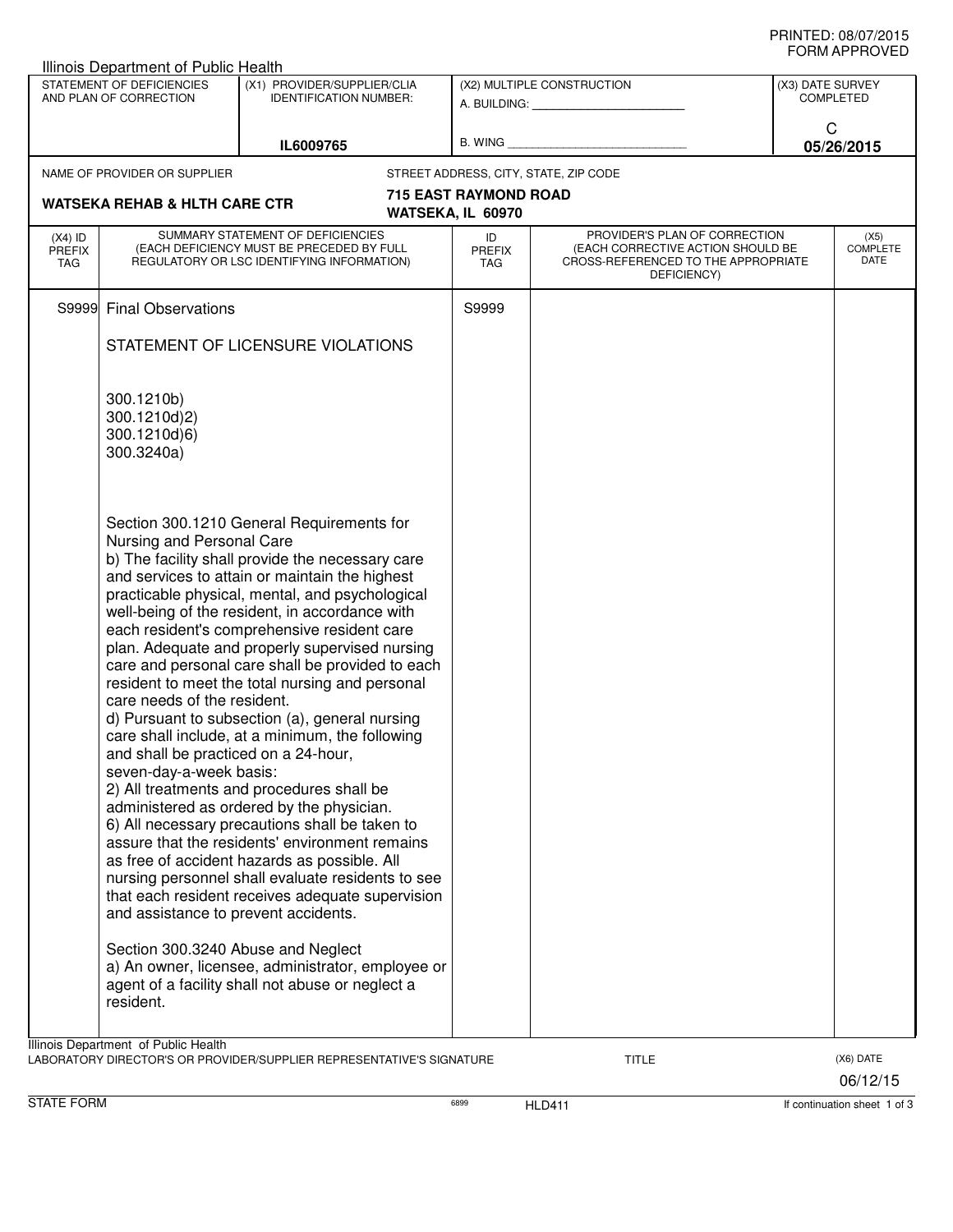PRINTED: 08/07/2015
FORM APPROVED

Illinois Department of Public Health

| STATEMENT OF DEFICIENCIES AND PLAN OF CORRECTION | (X1) PROVIDER/SUPPLIER/CLIA IDENTIFICATION NUMBER: | (X2) MULTIPLE CONSTRUCTION | (X3) DATE SURVEY COMPLETED |
|---|---|---|---|
| | IL6009765 | A. BUILDING: ______ B. WING ______ | C 05/26/2015 |

| NAME OF PROVIDER OR SUPPLIER | STREET ADDRESS, CITY, STATE, ZIP CODE |
|---|---|
| WATSEKA REHAB & HLTH CARE CTR | 715 EAST RAYMOND ROAD WATSEKA, IL 60970 |

| (X4) ID PREFIX TAG | SUMMARY STATEMENT OF DEFICIENCIES (EACH DEFICIENCY MUST BE PRECEDED BY FULL REGULATORY OR LSC IDENTIFYING INFORMATION) | ID PREFIX TAG | PROVIDER'S PLAN OF CORRECTION (EACH CORRECTIVE ACTION SHOULD BE CROSS-REFERENCED TO THE APPROPRIATE DEFICIENCY) | (X5) COMPLETE DATE |
|---|---|---|---|---|
| S9999 | Final Observations | S9999 | | |

STATEMENT OF LICENSURE VIOLATIONS

300.1210b)
300.1210d)2)
300.1210d)6)
300.3240a)

Section 300.1210 General Requirements for Nursing and Personal Care
b) The facility shall provide the necessary care and services to attain or maintain the highest practicable physical, mental, and psychological well-being of the resident, in accordance with each resident's comprehensive resident care plan. Adequate and properly supervised nursing care and personal care shall be provided to each resident to meet the total nursing and personal care needs of the resident.
d) Pursuant to subsection (a), general nursing care shall include, at a minimum, the following and shall be practiced on a 24-hour, seven-day-a-week basis:
2) All treatments and procedures shall be administered as ordered by the physician.
6) All necessary precautions shall be taken to assure that the residents' environment remains as free of accident hazards as possible. All nursing personnel shall evaluate residents to see that each resident receives adequate supervision and assistance to prevent accidents.

Section 300.3240 Abuse and Neglect
a) An owner, licensee, administrator, employee or agent of a facility shall not abuse or neglect a resident.

Illinois Department of Public Health
LABORATORY DIRECTOR'S OR PROVIDER/SUPPLIER REPRESENTATIVE'S SIGNATURE | TITLE | (X6) DATE 06/12/15

STATE FORM 6899 HLD411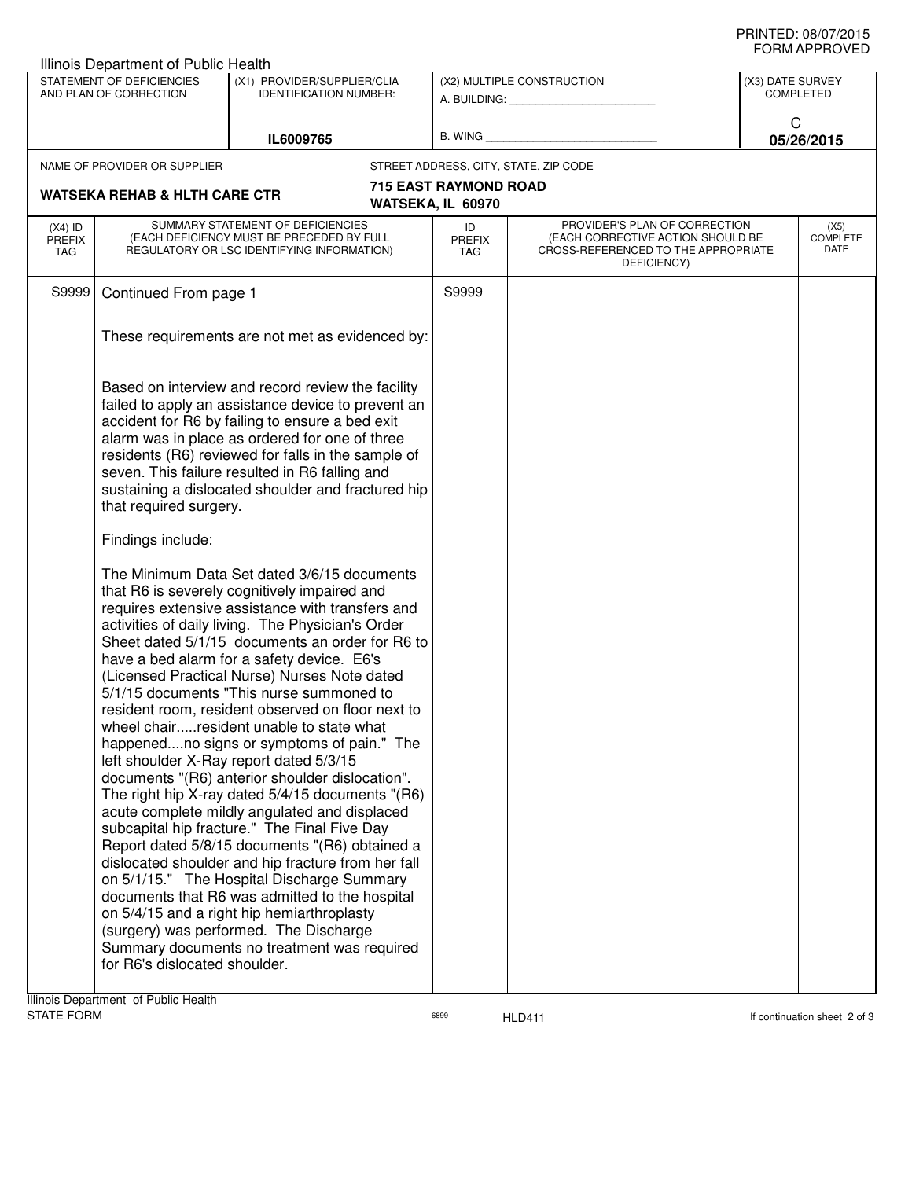PRINTED: 08/07/2015
FORM APPROVED

Illinois Department of Public Health

| STATEMENT OF DEFICIENCIES AND PLAN OF CORRECTION | (X1) PROVIDER/SUPPLIER/CLIA IDENTIFICATION NUMBER: | (X2) MULTIPLE CONSTRUCTION | (X3) DATE SURVEY COMPLETED |
|---|---|---|---|
| | IL6009765 | A. BUILDING: ________ B. WING ________ | C 05/26/2015 |

NAME OF PROVIDER OR SUPPLIER: **WATSEKA REHAB & HLTH CARE CTR**

STREET ADDRESS, CITY, STATE, ZIP CODE: **715 EAST RAYMOND ROAD, WATSEKA, IL 60970**

| (X4) ID PREFIX TAG | SUMMARY STATEMENT OF DEFICIENCIES (EACH DEFICIENCY MUST BE PRECEDED BY FULL REGULATORY OR LSC IDENTIFYING INFORMATION) | ID PREFIX TAG | PROVIDER'S PLAN OF CORRECTION (EACH CORRECTIVE ACTION SHOULD BE CROSS-REFERENCED TO THE APPROPRIATE DEFICIENCY) | (X5) COMPLETE DATE |
|---|---|---|---|---|
| S9999 | Continued From page 1 | S9999 | | |

These requirements are not met as evidenced by:

Based on interview and record review the facility failed to apply an assistance device to prevent an accident for R6 by failing to ensure a bed exit alarm was in place as ordered for one of three residents (R6) reviewed for falls in the sample of seven. This failure resulted in R6 falling and sustaining a dislocated shoulder and fractured hip that required surgery.

Findings include:

The Minimum Data Set dated 3/6/15 documents that R6 is severely cognitively impaired and requires extensive assistance with transfers and activities of daily living. The Physician's Order Sheet dated 5/1/15 documents an order for R6 to have a bed alarm for a safety device. E6's (Licensed Practical Nurse) Nurses Note dated 5/1/15 documents "This nurse summoned to resident room, resident observed on floor next to wheel chair.....resident unable to state what happened....no signs or symptoms of pain." The left shoulder X-Ray report dated 5/3/15 documents "(R6) anterior shoulder dislocation". The right hip X-ray dated 5/4/15 documents "(R6) acute complete mildly angulated and displaced subcapital hip fracture." The Final Five Day Report dated 5/8/15 documents "(R6) obtained a dislocated shoulder and hip fracture from her fall on 5/1/15." The Hospital Discharge Summary documents that R6 was admitted to the hospital on 5/4/15 and a right hip hemiarthroplasty (surgery) was performed. The Discharge Summary documents no treatment was required for R6's dislocated shoulder.

Illinois Department of Public Health
STATE FORM 6899 HLD411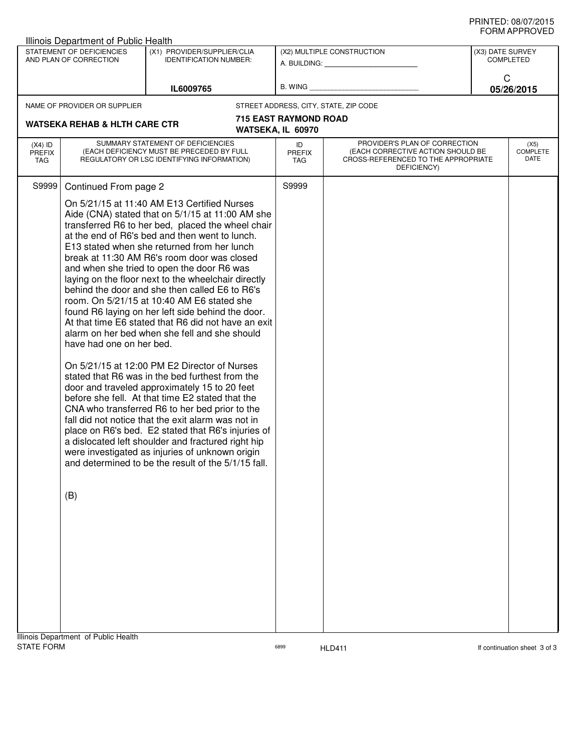PRINTED: 08/07/2015
FORM APPROVED

Illinois Department of Public Health

| STATEMENT OF DEFICIENCIES AND PLAN OF CORRECTION | (X1) PROVIDER/SUPPLIER/CLIA IDENTIFICATION NUMBER: | (X2) MULTIPLE CONSTRUCTION | (X3) DATE SURVEY COMPLETED |
|---|---|---|---|
| | IL6009765 | A. BUILDING: ______ B. WING ______ | C 05/26/2015 |

NAME OF PROVIDER OR SUPPLIER: **WATSEKA REHAB & HLTH CARE CTR**

STREET ADDRESS, CITY, STATE, ZIP CODE: **715 EAST RAYMOND ROAD, WATSEKA, IL 60970**

| (X4) ID PREFIX TAG | SUMMARY STATEMENT OF DEFICIENCIES (EACH DEFICIENCY MUST BE PRECEDED BY FULL REGULATORY OR LSC IDENTIFYING INFORMATION) | ID PREFIX TAG | PROVIDER'S PLAN OF CORRECTION (EACH CORRECTIVE ACTION SHOULD BE CROSS-REFERENCED TO THE APPROPRIATE DEFICIENCY) | (X5) COMPLETE DATE |
|---|---|---|---|---|
| S9999 | Continued From page 2 | S9999 | | |

On 5/21/15 at 11:40 AM E13 Certified Nurses Aide (CNA) stated that on 5/1/15 at 11:00 AM she transferred R6 to her bed, placed the wheel chair at the end of R6's bed and then went to lunch. E13 stated when she returned from her lunch break at 11:30 AM R6's room door was closed and when she tried to open the door R6 was laying on the floor next to the wheelchair directly behind the door and she then called E6 to R6's room. On 5/21/15 at 10:40 AM E6 stated she found R6 laying on her left side behind the door. At that time E6 stated that R6 did not have an exit alarm on her bed when she fell and she should have had one on her bed.

On 5/21/15 at 12:00 PM E2 Director of Nurses stated that R6 was in the bed furthest from the door and traveled approximately 15 to 20 feet before she fell. At that time E2 stated that the CNA who transferred R6 to her bed prior to the fall did not notice that the exit alarm was not in place on R6's bed. E2 stated that R6's injuries of a dislocated left shoulder and fractured right hip were investigated as injuries of unknown origin and determined to be the result of the 5/1/15 fall.

(B)

Illinois Department of Public Health
STATE FORM 6899 HLD411